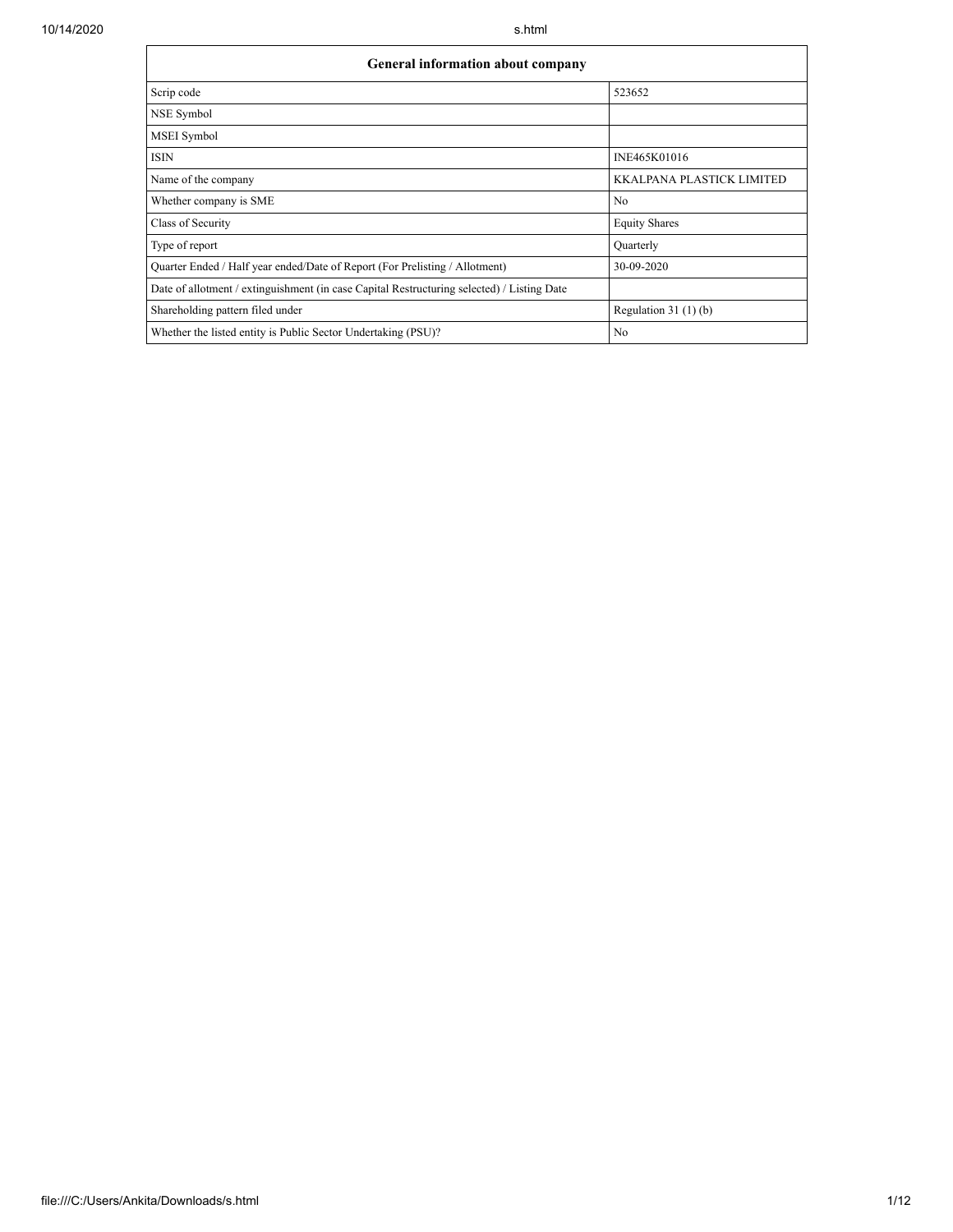| General information about company | |
|---|---|
| Scrip code | 523652 |
| NSE Symbol | |
| MSEI Symbol | |
| ISIN | INE465K01016 |
| Name of the company | KKALPANA PLASTICK LIMITED |
| Whether company is SME | No |
| Class of Security | Equity Shares |
| Type of report | Quarterly |
| Quarter Ended / Half year ended/Date of Report (For Prelisting / Allotment) | 30-09-2020 |
| Date of allotment / extinguishment (in case Capital Restructuring selected) / Listing Date | |
| Shareholding pattern filed under | Regulation 31 (1) (b) |
| Whether the listed entity is Public Sector Undertaking (PSU)? | No |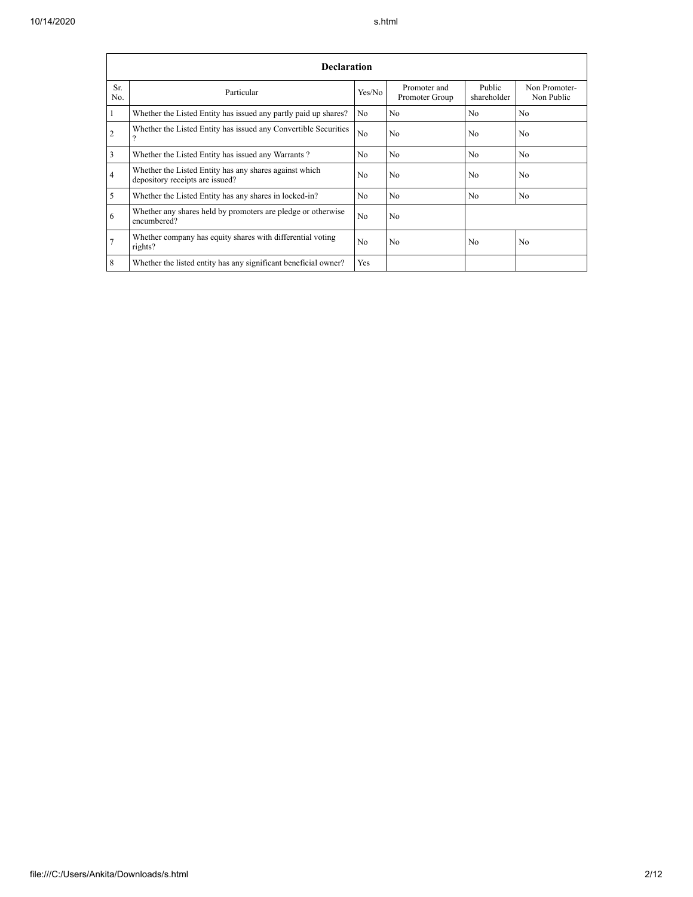| Declaration | | | | | |
|---|---|---|---|---|---|
| Sr. No. | Particular | Yes/No | Promoter and Promoter Group | Public shareholder | Non Promoter- Non Public |
| 1 | Whether the Listed Entity has issued any partly paid up shares? | No | No | No | No |
| 2 | Whether the Listed Entity has issued any Convertible Securities ? | No | No | No | No |
| 3 | Whether the Listed Entity has issued any Warrants ? | No | No | No | No |
| 4 | Whether the Listed Entity has any shares against which depository receipts are issued? | No | No | No | No |
| 5 | Whether the Listed Entity has any shares in locked-in? | No | No | No | No |
| 6 | Whether any shares held by promoters are pledge or otherwise encumbered? | No | No | | |
| 7 | Whether company has equity shares with differential voting rights? | No | No | No | No |
| 8 | Whether the listed entity has any significant beneficial owner? | Yes | | | |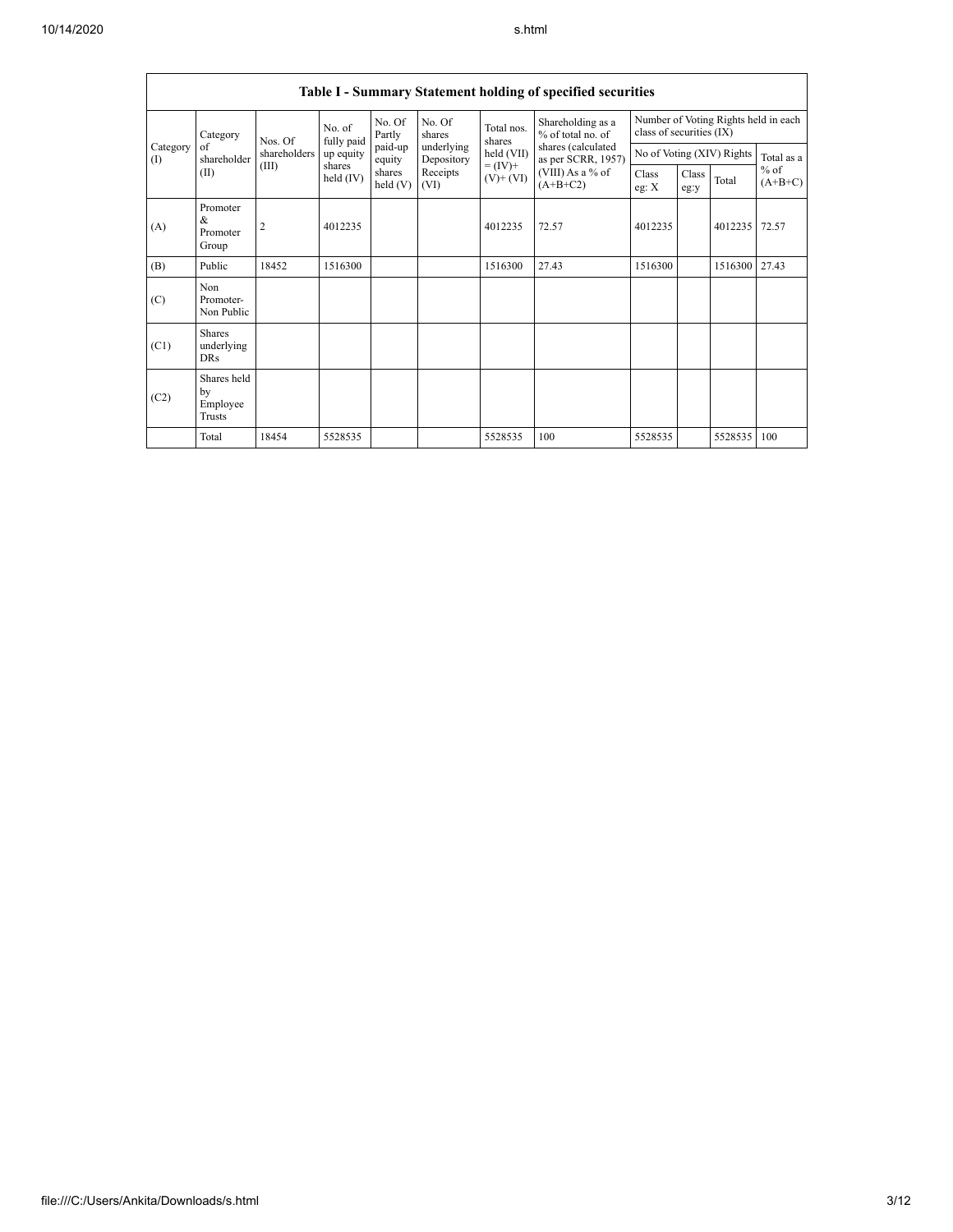## Table I - Summary Statement holding of specified securities

| Category (I) | Category of shareholder (II) | Nos. Of shareholders (III) | No. of fully paid up equity shares held (IV) | No. Of Partly paid-up equity shares held (V) | No. Of shares underlying Depository Receipts (VI) | Total nos. shares held (VII) = (IV)+ (V)+ (VI) | Shareholding as a % of total no. of shares (calculated as per SCRR, 1957) (VIII) As a % of (A+B+C2) | Number of Voting Rights held in each class of securities (IX) | | | |
|---|---|---|---|---|---|---|---|---|---|---|---|
| | | | | | | | | No of Voting (XIV) Rights | | | Total as a % of (A+B+C) |
| | | | | | | | | Class eg: X | Class eg:y | Total | |
| (A) | Promoter & Promoter Group | 2 | 4012235 | | | 4012235 | 72.57 | 4012235 | | 4012235 | 72.57 |
| (B) | Public | 18452 | 1516300 | | | 1516300 | 27.43 | 1516300 | | 1516300 | 27.43 |
| (C) | Non Promoter- Non Public | | | | | | | | | | |
| (C1) | Shares underlying DRs | | | | | | | | | | |
| (C2) | Shares held by Employee Trusts | | | | | | | | | | |
| | Total | 18454 | 5528535 | | | 5528535 | 100 | 5528535 | | 5528535 | 100 |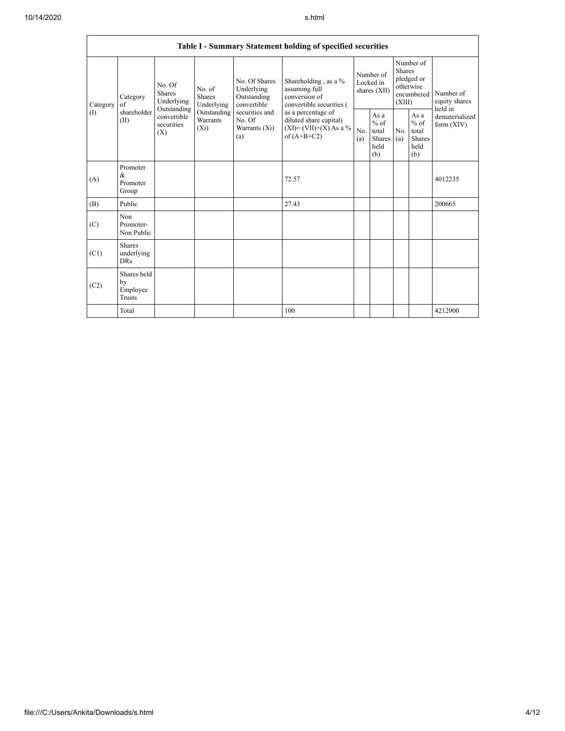| Table I - Summary Statement holding of specified securities | | | | | | | | | | | |
|---|---|---|---|---|---|---|---|---|---|---|---|
| Category (I) | Category of shareholder (II) | No. Of Shares Underlying Outstanding convertible securities (X) | No. of Shares Underlying Outstanding Warrants (Xi) | No. Of Shares Underlying Outstanding convertible securities and No. Of Warrants (Xi) (a) | Shareholding , as a % assuming full conversion of convertible securities ( as a percentage of diluted share capital) (XI)= (VII)+(X) As a % of (A+B+C2) | Number of Locked in shares (XII) | | Number of Shares pledged or otherwise encumbered (XIII) | | Number of equity shares held in dematerialized form (XIV) |
| | | | | | | No. (a) | As a % of total Shares held (b) | No. (a) | As a % of total Shares held (b) | |
| (A) | Promoter & Promoter Group | | | | 72.57 | | | | | 4012235 |
| (B) | Public | | | | 27.43 | | | | | 200665 |
| (C) | Non Promoter- Non Public | | | | | | | | | |
| (C1) | Shares underlying DRs | | | | | | | | | |
| (C2) | Shares held by Employee Trusts | | | | | | | | | |
| | Total | | | | 100 | | | | | 4212900 |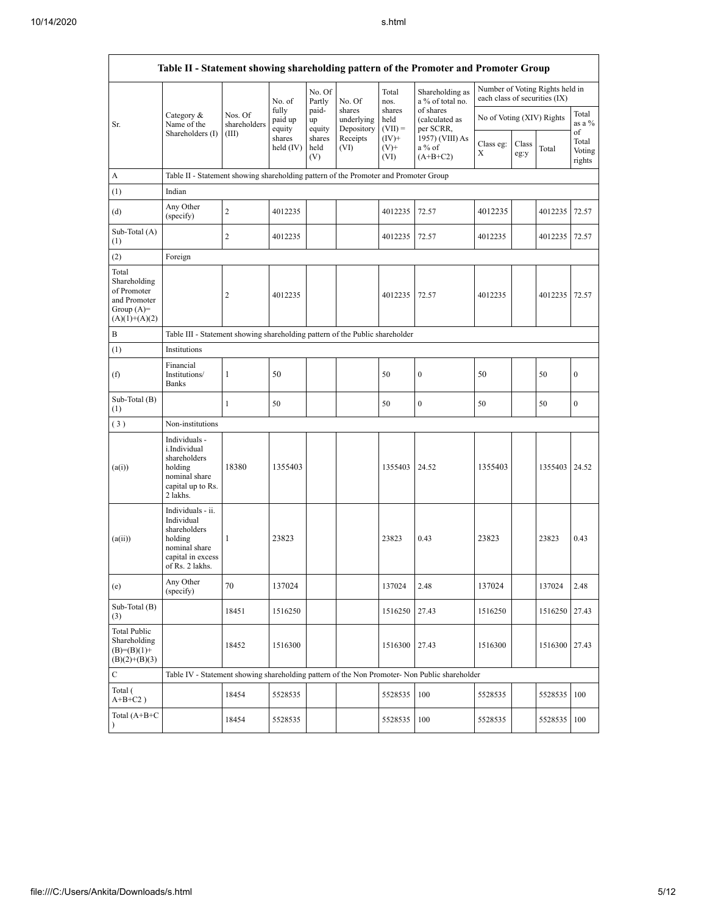| Table II - Statement showing shareholding pattern of the Promoter and Promoter Group | | | | | | | | | | | | |
|---|---|---|---|---|---|---|---|---|---|---|---|---|
| Sr. | Category & Name of the Shareholders (I) | Nos. Of shareholders (III) | No. of fully paid up equity shares held (IV) | No. Of Partly paid-up equity shares held (V) | No. Of shares underlying Depository Receipts (VI) | Total nos. shares held (VII) = (IV)+ (V)+ (VI) | Shareholding as a % of total no. of shares (calculated as per SCRR, 1957) (VIII) As a % of (A+B+C2) | Number of Voting Rights held in each class of securities (IX) | | | |
| | | | | | | | | No of Voting (XIV) Rights | | | Total as a % of Total Voting rights |
| | | | | | | | | Class eg: X | Class eg:y | Total | |
| A | Table II - Statement showing shareholding pattern of the Promoter and Promoter Group | | | | | | | | | | |
| (1) | Indian | | | | | | | | | | |
| (d) | Any Other (specify) | 2 | 4012235 | | | 4012235 | 72.57 | 4012235 | | 4012235 | 72.57 |
| Sub-Total (A)(1) | | 2 | 4012235 | | | 4012235 | 72.57 | 4012235 | | 4012235 | 72.57 |
| (2) | Foreign | | | | | | | | | | |
| Total Shareholding of Promoter and Promoter Group (A)=(A)(1)+(A)(2) | | 2 | 4012235 | | | 4012235 | 72.57 | 4012235 | | 4012235 | 72.57 |
| B | Table III - Statement showing shareholding pattern of the Public shareholder | | | | | | | | | | |
| (1) | Institutions | | | | | | | | | | |
| (f) | Financial Institutions/ Banks | 1 | 50 | | | 50 | 0 | 50 | | 50 | 0 |
| Sub-Total (B)(1) | | 1 | 50 | | | 50 | 0 | 50 | | 50 | 0 |
| (3) | Non-institutions | | | | | | | | | | |
| (a(i)) | Individuals - i.Individual shareholders holding nominal share capital up to Rs. 2 lakhs. | 18380 | 1355403 | | | 1355403 | 24.52 | 1355403 | | 1355403 | 24.52 |
| (a(ii)) | Individuals - ii. Individual shareholders holding nominal share capital in excess of Rs. 2 lakhs. | 1 | 23823 | | | 23823 | 0.43 | 23823 | | 23823 | 0.43 |
| (e) | Any Other (specify) | 70 | 137024 | | | 137024 | 2.48 | 137024 | | 137024 | 2.48 |
| Sub-Total (B)(3) | | 18451 | 1516250 | | | 1516250 | 27.43 | 1516250 | | 1516250 | 27.43 |
| Total Public Shareholding (B)=(B)(1)+(B)(2)+(B)(3) | | 18452 | 1516300 | | | 1516300 | 27.43 | 1516300 | | 1516300 | 27.43 |
| C | Table IV - Statement showing shareholding pattern of the Non Promoter- Non Public shareholder | | | | | | | | | | |
| Total ( A+B+C2 ) | | 18454 | 5528535 | | | 5528535 | 100 | 5528535 | | 5528535 | 100 |
| Total (A+B+C ) | | 18454 | 5528535 | | | 5528535 | 100 | 5528535 | | 5528535 | 100 |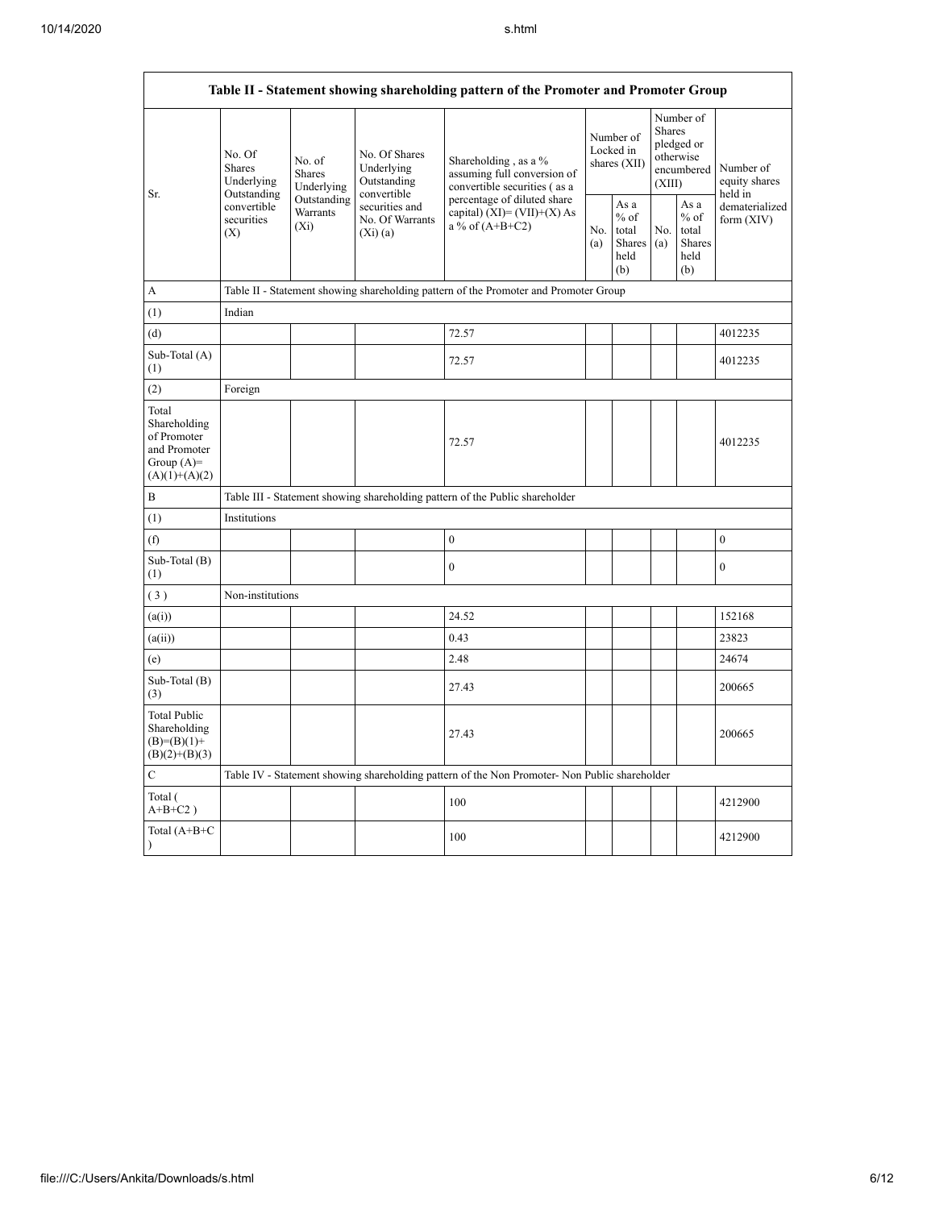| Table II - Statement showing shareholding pattern of the Promoter and Promoter Group | | | | | | | | | |
|---|---|---|---|---|---|---|---|---|---|
| Sr. | No. Of Shares Underlying Outstanding convertible securities (X) | No. of Shares Underlying Outstanding Warrants (Xi) | No. Of Shares Underlying Outstanding convertible securities and No. Of Warrants (Xi) (a) | Shareholding , as a % assuming full conversion of convertible securities ( as a percentage of diluted share capital) (XI)= (VII)+(X) As a % of (A+B+C2) | Number of Locked in shares (XII) | | Number of Shares pledged or otherwise encumbered (XIII) | | Number of equity shares held in dematerialized form (XIV) |
| | | | | | No. (a) | As a % of total Shares held (b) | No. (a) | As a % of total Shares held (b) | |
| A | Table II - Statement showing shareholding pattern of the Promoter and Promoter Group | | | | | | | | |
| (1) | Indian | | | | | | | | |
| (d) | | | | 72.57 | | | | | 4012235 |
| Sub-Total (A) (1) | | | | 72.57 | | | | | 4012235 |
| (2) | Foreign | | | | | | | | |
| Total Shareholding of Promoter and Promoter Group (A)= (A)(1)+(A)(2) | | | | 72.57 | | | | | 4012235 |
| B | Table III - Statement showing shareholding pattern of the Public shareholder | | | | | | | | |
| (1) | Institutions | | | | | | | | |
| (f) | | | | 0 | | | | | 0 |
| Sub-Total (B) (1) | | | | 0 | | | | | 0 |
| ( 3 ) | Non-institutions | | | | | | | | |
| (a(i)) | | | | 24.52 | | | | | 152168 |
| (a(ii)) | | | | 0.43 | | | | | 23823 |
| (e) | | | | 2.48 | | | | | 24674 |
| Sub-Total (B) (3) | | | | 27.43 | | | | | 200665 |
| Total Public Shareholding (B)=(B)(1)+ (B)(2)+(B)(3) | | | | 27.43 | | | | | 200665 |
| C | Table IV - Statement showing shareholding pattern of the Non Promoter- Non Public shareholder | | | | | | | | |
| Total ( A+B+C2 ) | | | | 100 | | | | | 4212900 |
| Total (A+B+C ) | | | | 100 | | | | | 4212900 |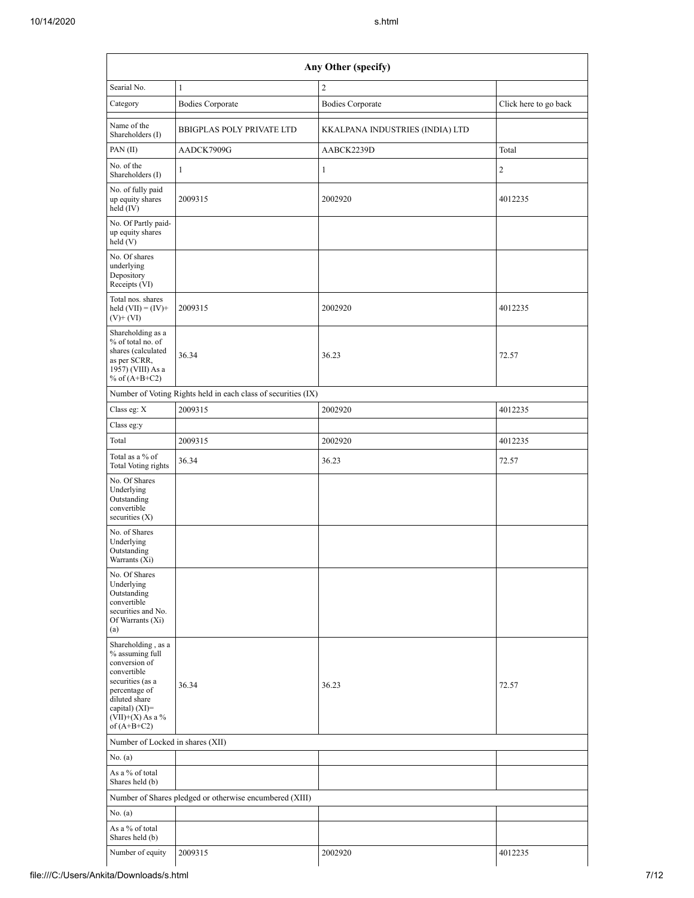| Any Other (specify) | | | |
|---|---|---|---|
| Searial No. | 1 | 2 | |
| Category | Bodies Corporate | Bodies Corporate | Click here to go back |
| Name of the Shareholders (I) | BBIGPLAS POLY PRIVATE LTD | KKALPANA INDUSTRIES (INDIA) LTD | |
| PAN (II) | AADCK7909G | AABCK2239D | Total |
| No. of the Shareholders (I) | 1 | 1 | 2 |
| No. of fully paid up equity shares held (IV) | 2009315 | 2002920 | 4012235 |
| No. Of Partly paid-up equity shares held (V) | | | |
| No. Of shares underlying Depository Receipts (VI) | | | |
| Total nos. shares held (VII) = (IV)+ (V)+ (VI) | 2009315 | 2002920 | 4012235 |
| Shareholding as a % of total no. of shares (calculated as per SCRR, 1957) (VIII) As a % of (A+B+C2) | 36.34 | 36.23 | 72.57 |
| Number of Voting Rights held in each class of securities (IX) | | | |
| Class eg: X | 2009315 | 2002920 | 4012235 |
| Class eg:y | | | |
| Total | 2009315 | 2002920 | 4012235 |
| Total as a % of Total Voting rights | 36.34 | 36.23 | 72.57 |
| No. Of Shares Underlying Outstanding convertible securities (X) | | | |
| No. of Shares Underlying Outstanding Warrants (Xi) | | | |
| No. Of Shares Underlying Outstanding convertible securities and No. Of Warrants (Xi) (a) | | | |
| Shareholding , as a % assuming full conversion of convertible securities (as a percentage of diluted share capital) (XI)= (VII)+(X) As a % of (A+B+C2) | 36.34 | 36.23 | 72.57 |
| Number of Locked in shares (XII) | | | |
| No. (a) | | | |
| As a % of total Shares held (b) | | | |
| Number of Shares pledged or otherwise encumbered (XIII) | | | |
| No. (a) | | | |
| As a % of total Shares held (b) | | | |
| Number of equity | 2009315 | 2002920 | 4012235 |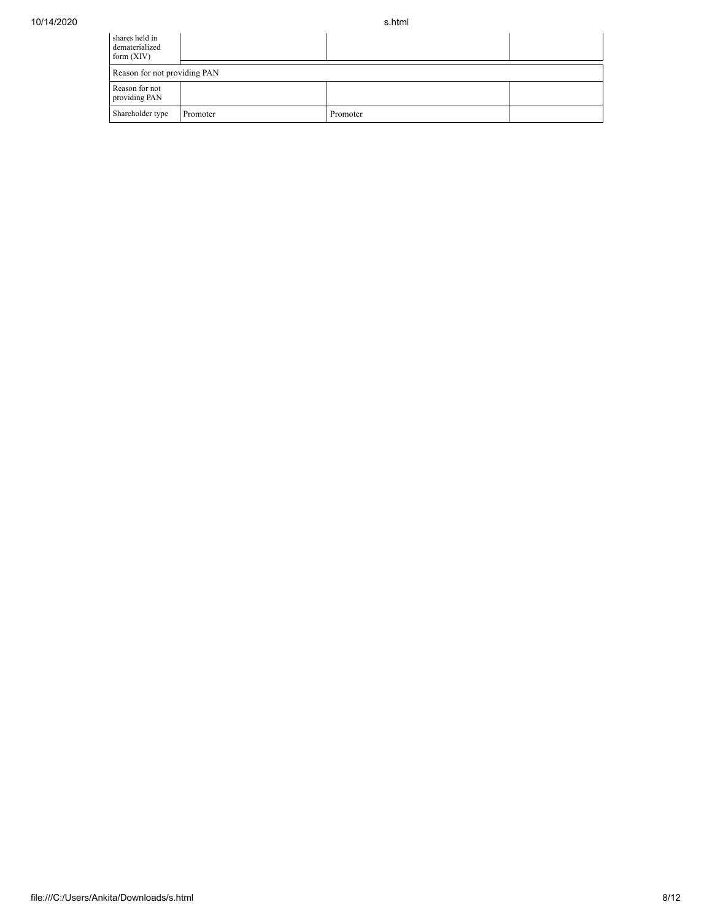| shares held in dematerialized form (XIV) | | | |
|---|---|---|---|
| Reason for not providing PAN | | | |
| Reason for not providing PAN | | | |
| Shareholder type | Promoter | Promoter | |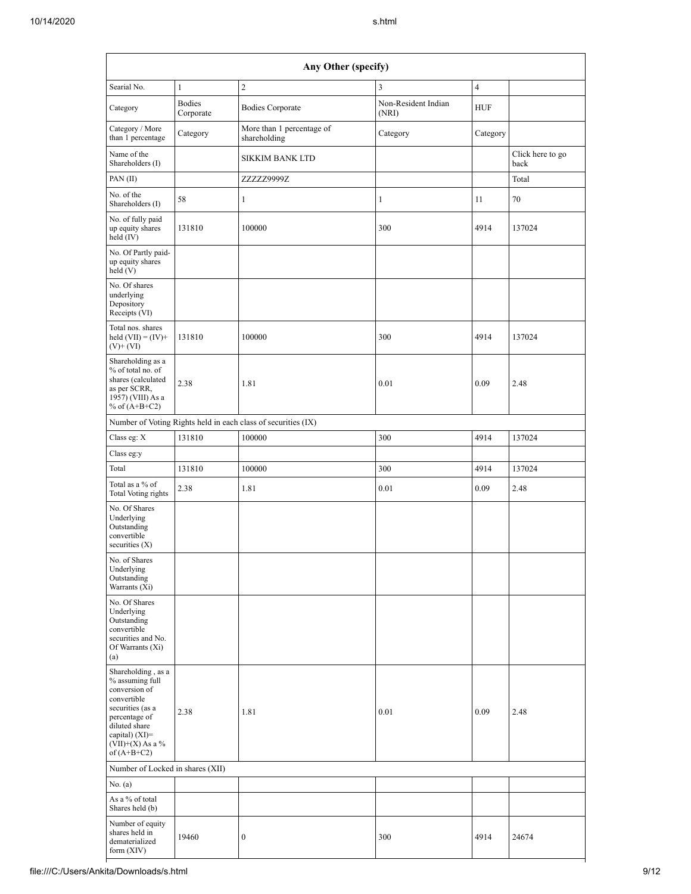| Any Other (specify) | | | | | |
|---|---|---|---|---|---|
| Searial No. | 1 | 2 | 3 | 4 | |
| Category | Bodies Corporate | Bodies Corporate | Non-Resident Indian (NRI) | HUF | |
| Category / More than 1 percentage | Category | More than 1 percentage of shareholding | Category | Category | |
| Name of the Shareholders (I) | | SIKKIM BANK LTD | | | Click here to go back |
| PAN (II) | | ZZZZZ9999Z | | | Total |
| No. of the Shareholders (I) | 58 | 1 | 1 | 11 | 70 |
| No. of fully paid up equity shares held (IV) | 131810 | 100000 | 300 | 4914 | 137024 |
| No. Of Partly paid-up equity shares held (V) | | | | | |
| No. Of shares underlying Depository Receipts (VI) | | | | | |
| Total nos. shares held (VII) = (IV)+(V)+ (VI) | 131810 | 100000 | 300 | 4914 | 137024 |
| Shareholding as a % of total no. of shares (calculated as per SCRR, 1957) (VIII) As a % of (A+B+C2) | 2.38 | 1.81 | 0.01 | 0.09 | 2.48 |
| Number of Voting Rights held in each class of securities (IX) | | | | | |
| Class eg: X | 131810 | 100000 | 300 | 4914 | 137024 |
| Class eg:y | | | | | |
| Total | 131810 | 100000 | 300 | 4914 | 137024 |
| Total as a % of Total Voting rights | 2.38 | 1.81 | 0.01 | 0.09 | 2.48 |
| No. Of Shares Underlying Outstanding convertible securities (X) | | | | | |
| No. of Shares Underlying Outstanding Warrants (Xi) | | | | | |
| No. Of Shares Underlying Outstanding convertible securities and No. Of Warrants (Xi) (a) | | | | | |
| Shareholding , as a % assuming full conversion of convertible securities (as a percentage of diluted share capital) (XI)= (VII)+(X) As a % of (A+B+C2) | 2.38 | 1.81 | 0.01 | 0.09 | 2.48 |
| Number of Locked in shares (XII) | | | | | |
| No. (a) | | | | | |
| As a % of total Shares held (b) | | | | | |
| Number of equity shares held in dematerialized form (XIV) | 19460 | 0 | 300 | 4914 | 24674 |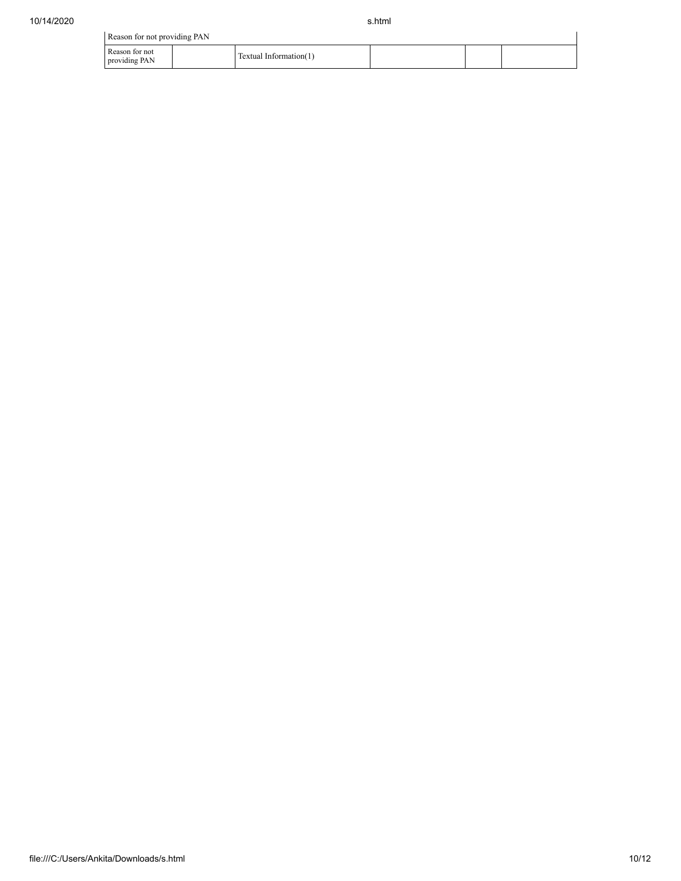| Reason for not providing PAN | | | | | |
|---|---|---|---|---|---|
| Reason for not providing PAN | | Textual Information(1) | | | |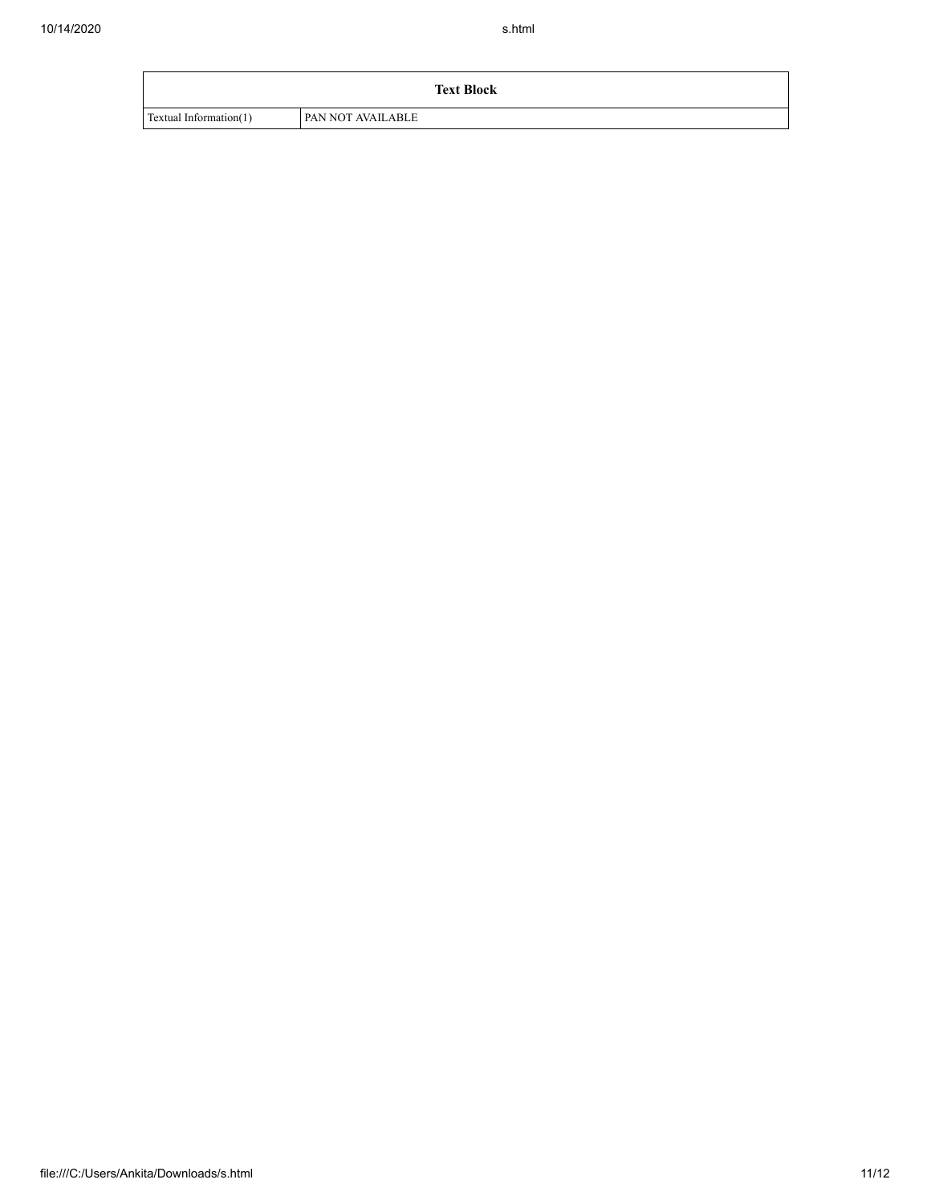| Text Block | |
|---|---|
| Textual Information(1) | PAN NOT AVAILABLE |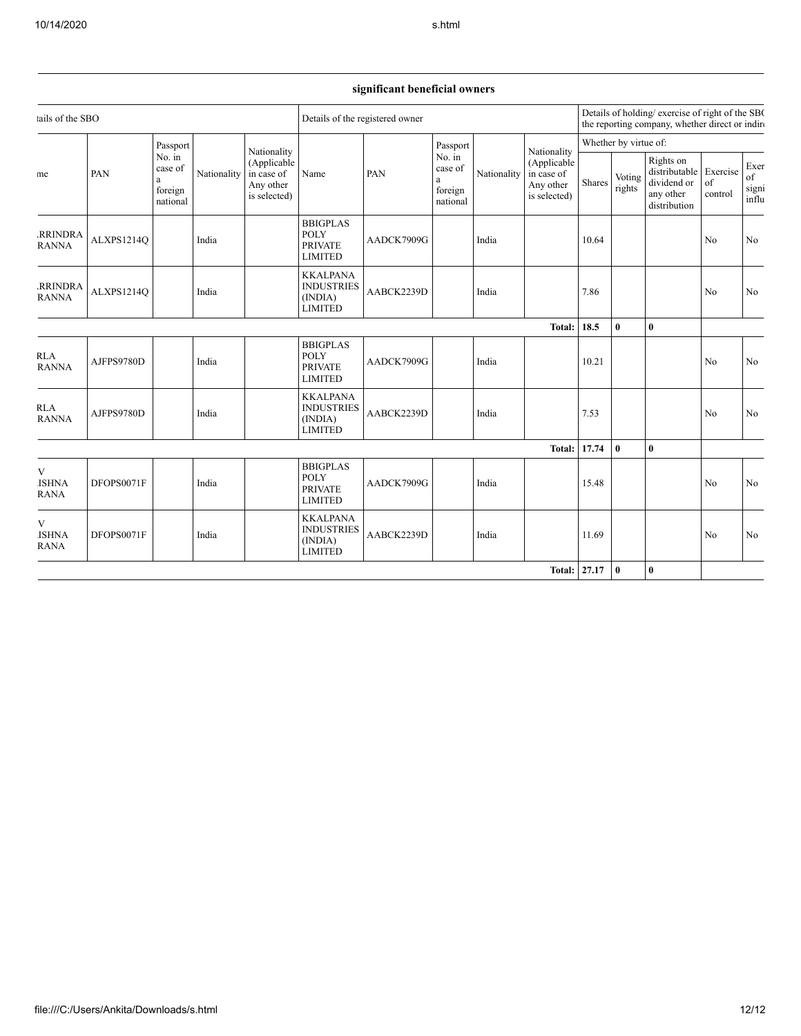## significant beneficial owners

| tails of the SBO | | | | | Details of the registered owner | | | | | Details of holding/ exercise of right of the SBO the reporting company, whether direct or indir | | | | |
|---|---|---|---|---|---|---|---|---|---|---|---|---|---|---|
| | | | | | | | | | | Whether by virtue of: | | | | |
| me | PAN | Passport No. in case of a foreign national | Nationality | Nationality (Applicable in case of Any other is selected) | Name | PAN | Passport No. in case of a foreign national | Nationality | Nationality (Applicable in case of Any other is selected) | Shares | Voting rights | Rights on distributable dividend or any other distribution | Exercise of control | Exer of signi influ |
| .RRINDRA RANNA | ALXPS1214Q | | India | | BBIGPLAS POLY PRIVATE LIMITED | AADCK7909G | | India | | 10.64 | | | No | No |
| .RRINDRA RANNA | ALXPS1214Q | | India | | KKALPANA INDUSTRIES (INDIA) LIMITED | AABCK2239D | | India | | 7.86 | | | No | No |
| | | | | | | | | | **Total:** | **18.5** | **0** | **0** | | |
| RLA RANNA | AJFPS9780D | | India | | BBIGPLAS POLY PRIVATE LIMITED | AADCK7909G | | India | | 10.21 | | | No | No |
| RLA RANNA | AJFPS9780D | | India | | KKALPANA INDUSTRIES (INDIA) LIMITED | AABCK2239D | | India | | 7.53 | | | No | No |
| | | | | | | | | | **Total:** | **17.74** | **0** | **0** | | |
| V .ISHNA RANA | DFOPS0071F | | India | | BBIGPLAS POLY PRIVATE LIMITED | AADCK7909G | | India | | 15.48 | | | No | No |
| V .ISHNA RANA | DFOPS0071F | | India | | KKALPANA INDUSTRIES (INDIA) LIMITED | AABCK2239D | | India | | 11.69 | | | No | No |
| | | | | | | | | | **Total:** | **27.17** | **0** | **0** | | |